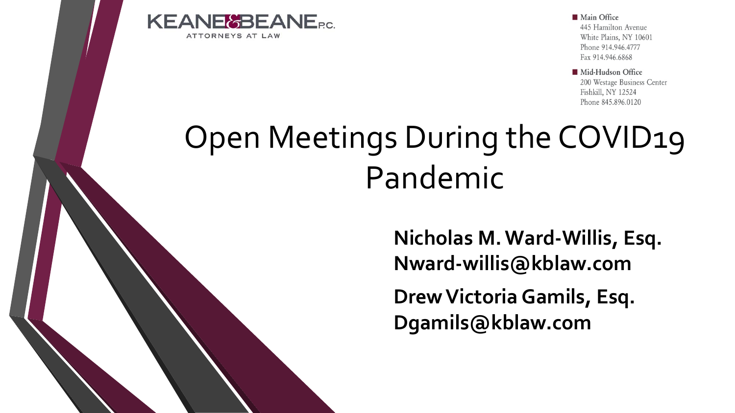**KEANE & BEANE P.C.**
ATTORNEYS AT LAW

Main Office
445 Hamilton Avenue
White Plains, NY 10601
Phone 914.946.4777
Fax 914.946.6868

Mid-Hudson Office
200 Westage Business Center
Fishkill, NY 12524
Phone 845.896.0120

# Open Meetings During the COVID19 Pandemic

**Nicholas M. Ward-Willis, Esq.**
**Nward-willis@kblaw.com**

**Drew Victoria Gamils, Esq.**
**Dgamils@kblaw.com**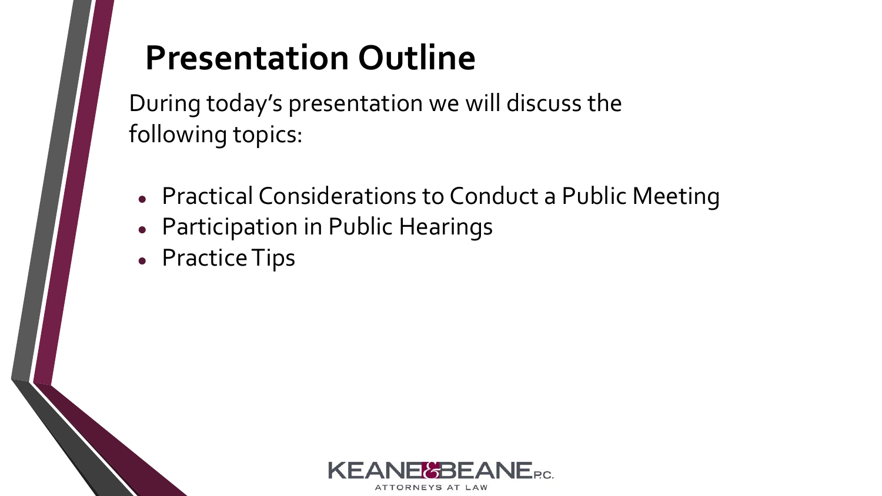# Presentation Outline

During today's presentation we will discuss the following topics:

- Practical Considerations to Conduct a Public Meeting
- Participation in Public Hearings
- Practice Tips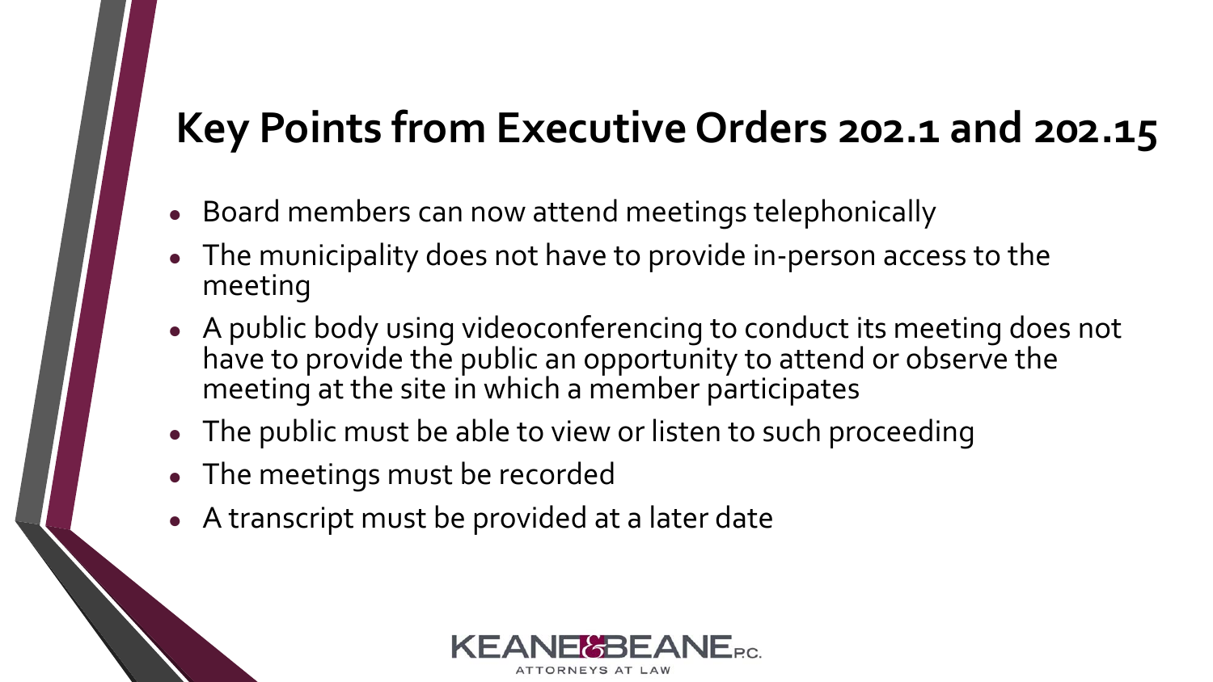# Key Points from Executive Orders 202.1 and 202.15

- Board members can now attend meetings telephonically
- The municipality does not have to provide in-person access to the meeting
- A public body using videoconferencing to conduct its meeting does not have to provide the public an opportunity to attend or observe the meeting at the site in which a member participates
- The public must be able to view or listen to such proceeding
- The meetings must be recorded
- A transcript must be provided at a later date

KEANE & BEANE P.C.
ATTORNEYS AT LAW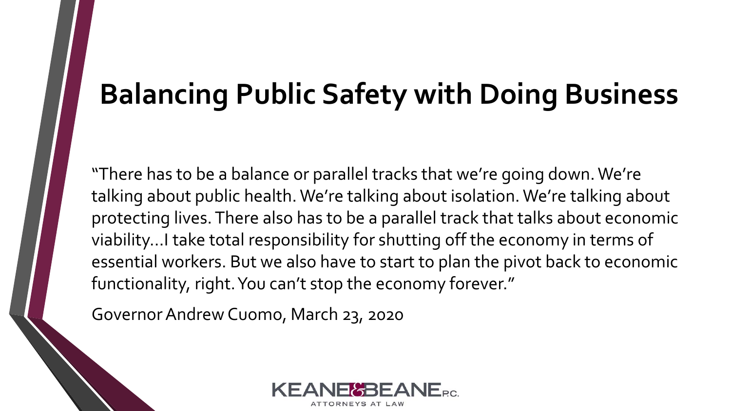# Balancing Public Safety with Doing Business

"There has to be a balance or parallel tracks that we're going down. We're talking about public health. We're talking about isolation. We're talking about protecting lives. There also has to be a parallel track that talks about economic viability…I take total responsibility for shutting off the economy in terms of essential workers. But we also have to start to plan the pivot back to economic functionality, right. You can't stop the economy forever."

Governor Andrew Cuomo, March 23, 2020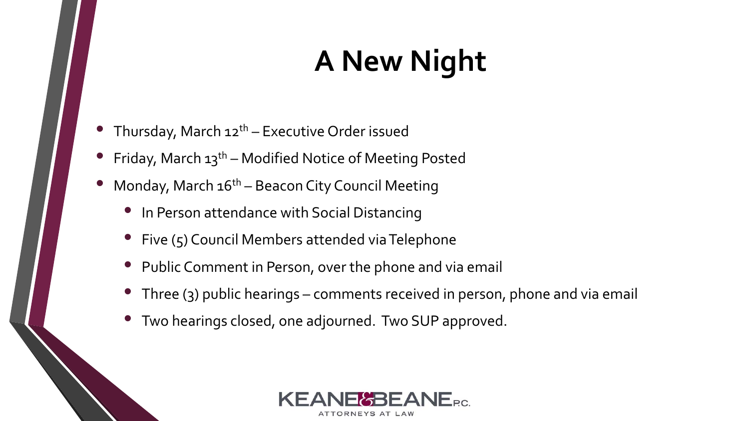# A New Night

- Thursday, March 12th – Executive Order issued
- Friday, March 13th – Modified Notice of Meeting Posted
- Monday, March 16th – Beacon City Council Meeting
  - In Person attendance with Social Distancing
  - Five (5) Council Members attended via Telephone
  - Public Comment in Person, over the phone and via email
  - Three (3) public hearings – comments received in person, phone and via email
  - Two hearings closed, one adjourned. Two SUP approved.

KEANE & BEANE P.C.
ATTORNEYS AT LAW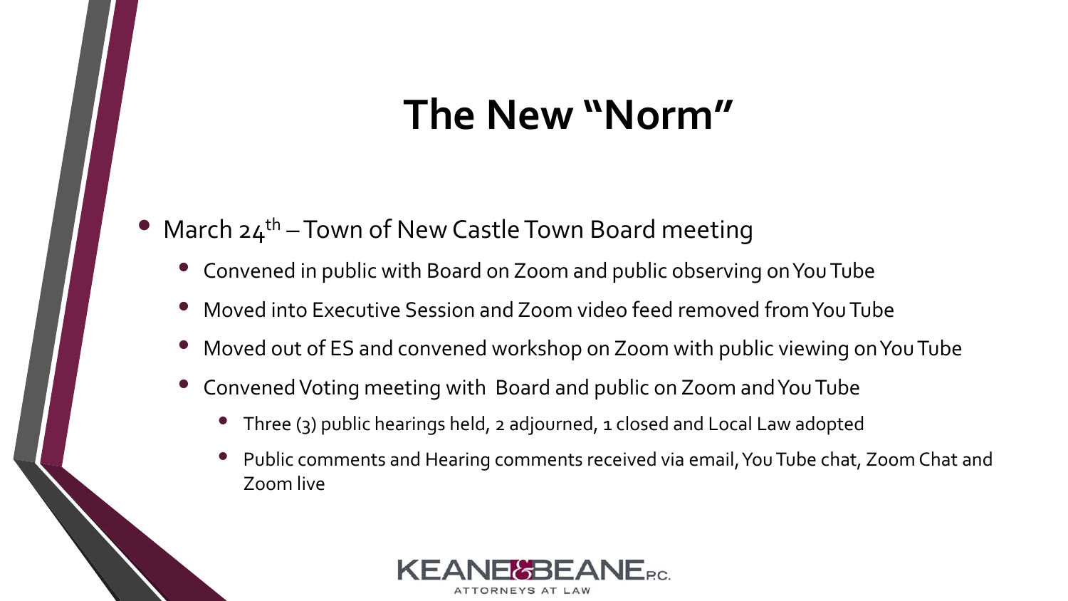# The New "Norm"

- March 24th – Town of New Castle Town Board meeting
  - Convened in public with Board on Zoom and public observing on You Tube
  - Moved into Executive Session and Zoom video feed removed from You Tube
  - Moved out of ES and convened workshop on Zoom with public viewing on You Tube
  - Convened Voting meeting with Board and public on Zoom and You Tube
    - Three (3) public hearings held, 2 adjourned, 1 closed and Local Law adopted
    - Public comments and Hearing comments received via email, You Tube chat, Zoom Chat and Zoom live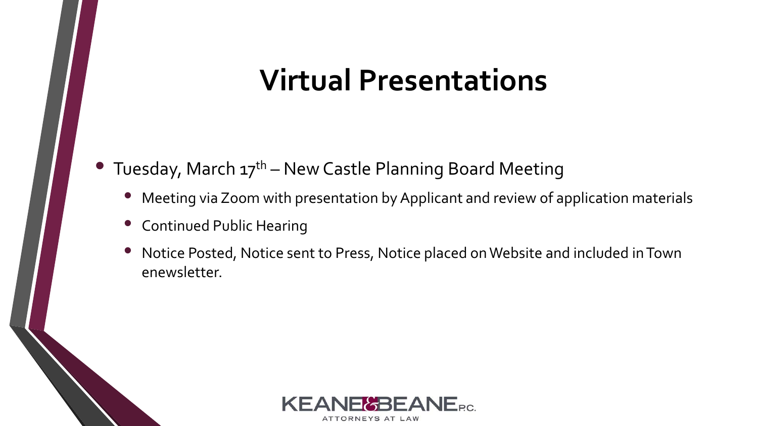# Virtual Presentations

- Tuesday, March 17th – New Castle Planning Board Meeting
  - Meeting via Zoom with presentation by Applicant and review of application materials
  - Continued Public Hearing
  - Notice Posted, Notice sent to Press, Notice placed on Website and included in Town enewsletter.

KEANE & BEANE P.C.
ATTORNEYS AT LAW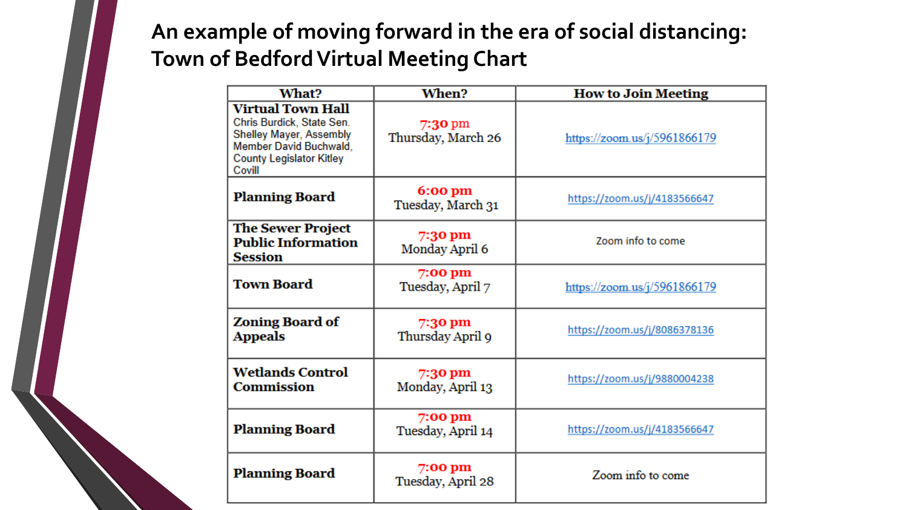# An example of moving forward in the era of social distancing: Town of Bedford Virtual Meeting Chart

| What? | When? | How to Join Meeting |
|---|---|---|
| **Virtual Town Hall** Chris Burdick, State Sen. Shelley Mayer, Assembly Member David Buchwald, County Legislator Kitley Covill | 7:30 pm Thursday, March 26 | https://zoom.us/j/5961866179 |
| **Planning Board** | **6:00 pm** Tuesday, March 31 | https://zoom.us/j/4183566647 |
| **The Sewer Project Public Information Session** | **7:30 pm** Monday April 6 | Zoom info to come |
| **Town Board** | **7:00 pm** Tuesday, April 7 | https://zoom.us/j/5961866179 |
| **Zoning Board of Appeals** | **7:30 pm** Thursday April 9 | https://zoom.us/j/8086378136 |
| **Wetlands Control Commission** | **7:30 pm** Monday, April 13 | https://zoom.us/j/9880004238 |
| **Planning Board** | **7:00 pm** Tuesday, April 14 | https://zoom.us/j/4183566647 |
| **Planning Board** | **7:00 pm** Tuesday, April 28 | Zoom info to come |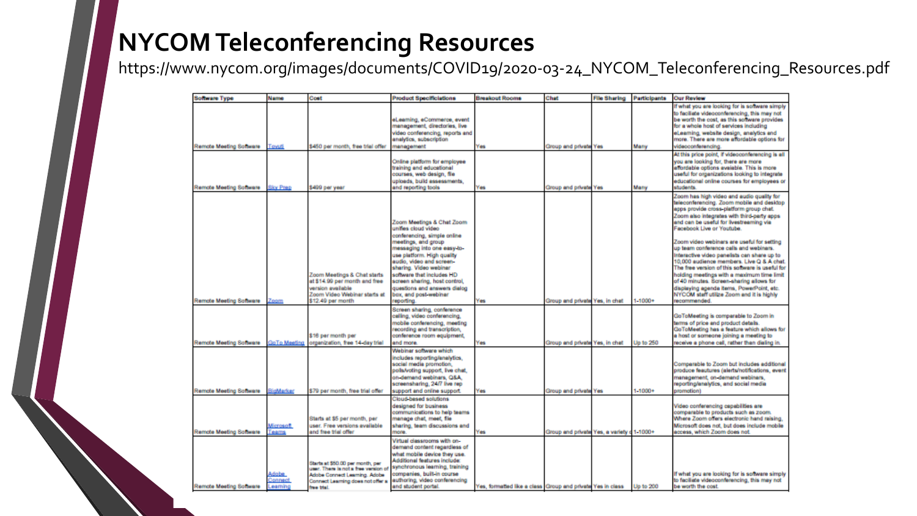# NYCOM Teleconferencing Resources

https://www.nycom.org/images/documents/COVID19/2020-03-24_NYCOM_Teleconferencing_Resources.pdf

| Software Type | Name | Cost | Product Specifications | Breakout Rooms | Chat | File Sharing | Participants | Our Review |
|---|---|---|---|---|---|---|---|---|
| Remote Meeting Software | Tovuti | $450 per month, free trial offer | eLearning, eCommerce, event management, directories, live video conferencing, reports and analytics, subscription management | Yes | Group and private | Yes | Many | If what you are looking for is software simply to facilitate videoconferencing, this may not be worth the cost, as this software provides for a whole host of services including eLearning, website design, analytics and more. There are more affordable options for videoconferencing. |
| Remote Meeting Software | Sky Prep | $499 per year | Online platform for employee training and educational courses, web design, file uploads, build assessments, and reporting tools | Yes | Group and private | Yes | Many | At this price point, if videoconferencing is all you are looking for, there are more affordable options available. This is more useful for organizations looking to integrate educational online courses for employees or students. |
| Remote Meeting Software | Zoom | Zoom Meetings & Chat starts at $14.99 per month and free version available<br>Zoom Video Webinar starts at $12.49 per month | Zoom Meetings & Chat Zoom unifies cloud video conferencing, simple online meetings, and group messaging into one easy-to-use platform. High quality audio, video and screen-sharing. Video webinar software that includes HD screen sharing, host control, questions and answers dialog box, and post-webinar reporting. | Yes | Group and private | Yes, in chat | 1-1000+ | Zoom has high video and audio quality for teleconferencing. Zoom mobile and desktop apps provide cross-platform group chat. Zoom also integrates with third-party apps and can be useful for livestreaming via Facebook Live or Youtube.<br><br>Zoom video webinars are useful for setting up team conference calls and webinars. Interactive video panelists can share up to 10,000 audience members. Live Q & A chat. The free version of this software is useful for holding meetings with a maximum time limit of 40 minutes. Screen-sharing allows for displaying agenda items, PowerPoint, etc. NYCOM staff utilize Zoom and it is highly recommended. |
| Remote Meeting Software | GoTo Meeting | $16 per month per organization, free 14-day trial | Screen sharing, conference calling, video conferencing, mobile conferencing, meeting recording and transcription, conference room equipment, and more. | Yes | Group and private | Yes, in chat | Up to 250 | GoToMeeting is comparable to Zoom in terms of price and product details. GoToMeeting has a feature which allows for a host or someone joining a meeting to receive a phone call, rather than dialing in. |
| Remote Meeting Software | BigMarker | $79 per month, free trial offer | Webinar software which includes reporting/analytics, social media promotion, polls/voting support, live chat, on-demand webinars, Q&A, screensharing, 24/7 live rep support and online support. | Yes | Group and private | Yes | 1-1000+ | Comparable to Zoom but includes additional produce feautures (alerts/notifications, event management, on-demand webinars, reporting/analytics, and social media promotion) |
| Remote Meeting Software | Microsoft Teams | Starts at $5 per month, per user. Free versions available and free trial offer | Cloud-based solutions designed for business communications to help teams manage chat, meet, file sharing, team discussions and more. | Yes | Group and private | Yes, a variety c | 1-1000+ | Video conferencing capabilities are comparable to products such as zoom. Where Zoom offers electronic hand raising, Microsoft does not, but does include mobile access, which Zoom does not. |
| Remote Meeting Software | Adobe Connect Learning | Starts at $50.00 per month, per user. There is not a free version of Adobe Connect Learning. Adobe Connect Learning does not offer a free trial. | Virtual classrooms with on-demand content regardless of what mobile device they use. Additional features include: synchronous learning, training companies, built-in course authoring, video conferencing and student portal. | Yes, formatted like a class | Group and private | Yes in class | Up to 200 | If what you are looking for is software simply to facilitate videoconferencing, this may not be worth the cost. |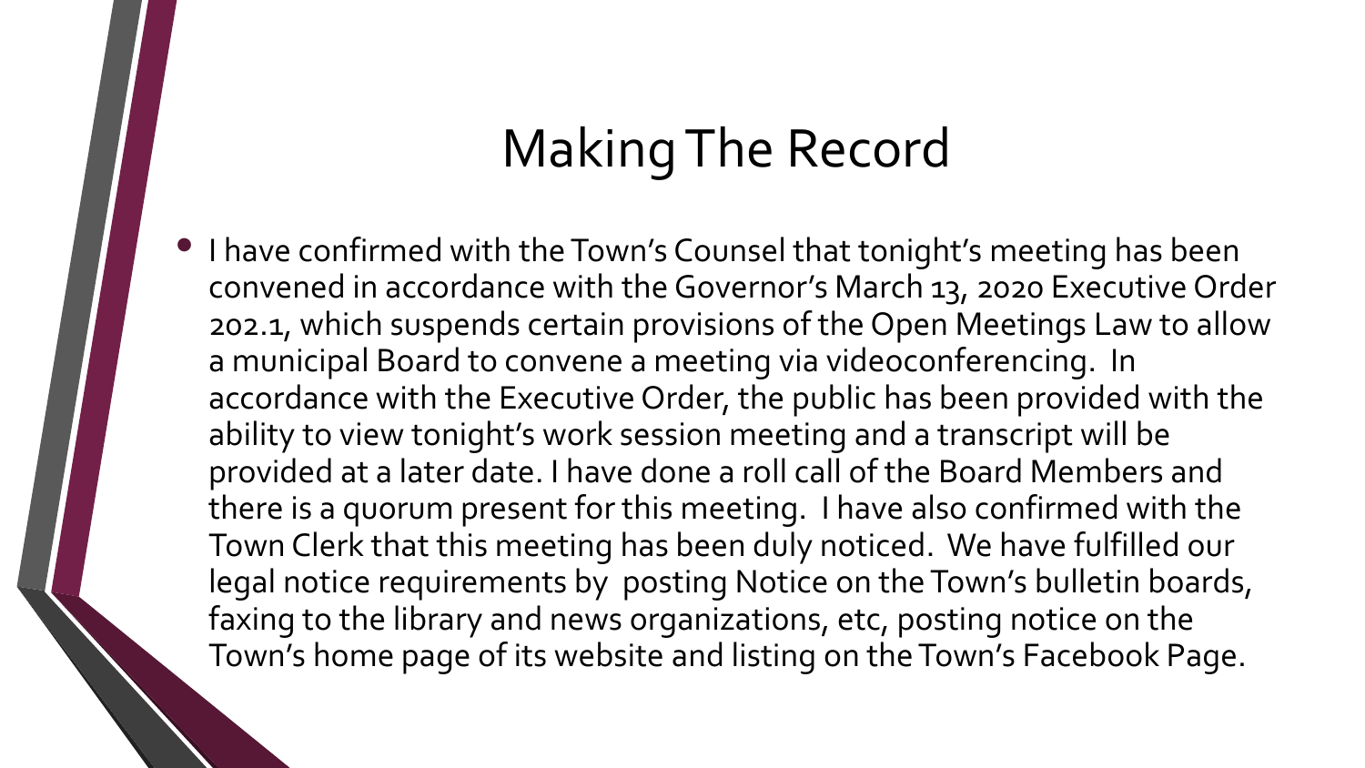# Making The Record

- I have confirmed with the Town's Counsel that tonight's meeting has been convened in accordance with the Governor's March 13, 2020 Executive Order 202.1, which suspends certain provisions of the Open Meetings Law to allow a municipal Board to convene a meeting via videoconferencing. In accordance with the Executive Order, the public has been provided with the ability to view tonight's work session meeting and a transcript will be provided at a later date. I have done a roll call of the Board Members and there is a quorum present for this meeting. I have also confirmed with the Town Clerk that this meeting has been duly noticed. We have fulfilled our legal notice requirements by posting Notice on the Town's bulletin boards, faxing to the library and news organizations, etc, posting notice on the Town's home page of its website and listing on the Town's Facebook Page.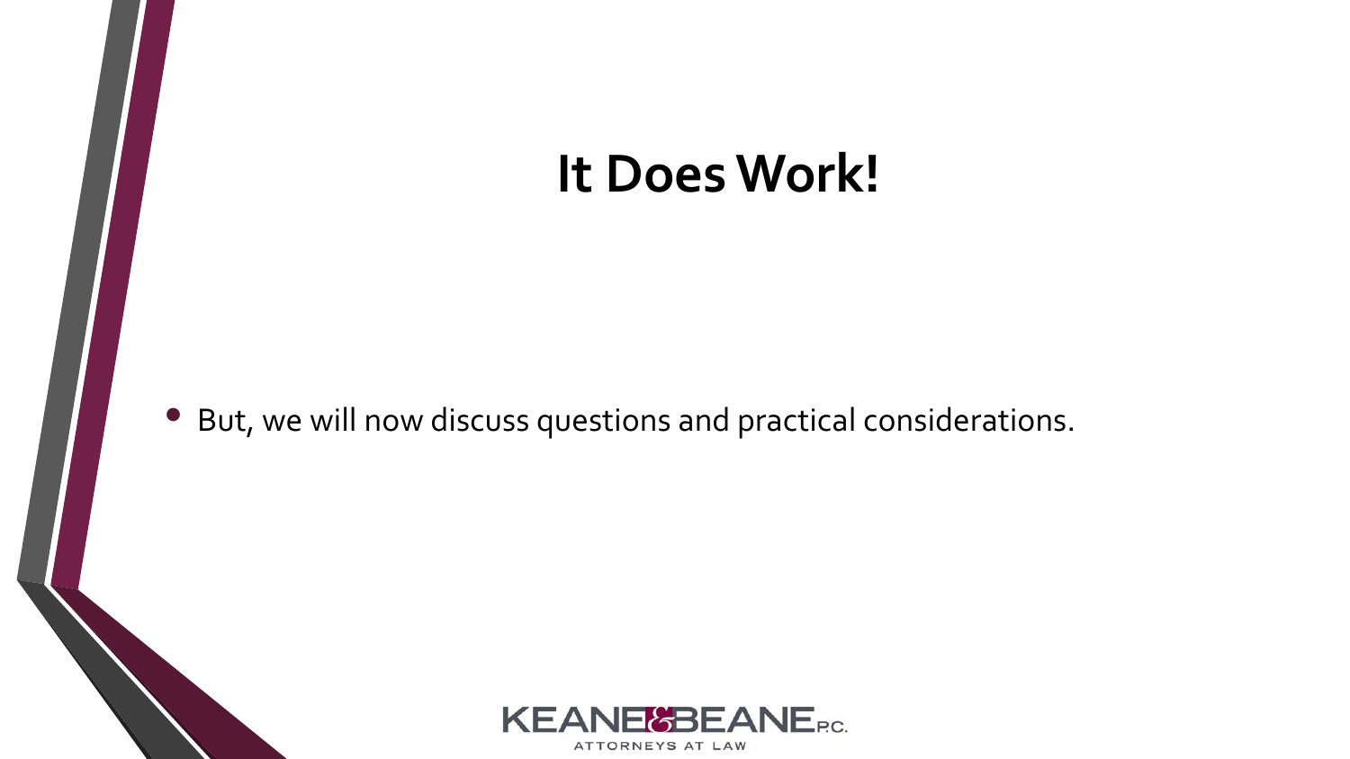# It Does Work!

- But, we will now discuss questions and practical considerations.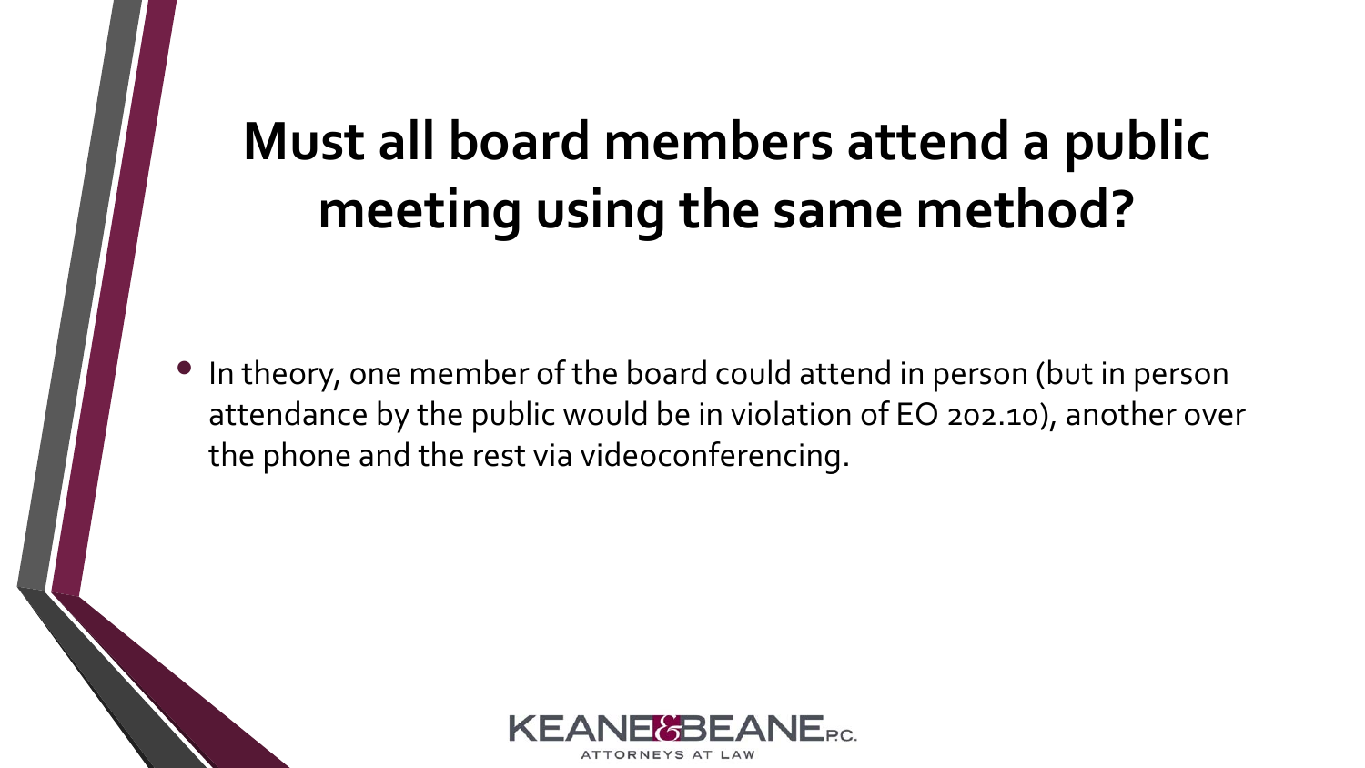# Must all board members attend a public meeting using the same method?

- In theory, one member of the board could attend in person (but in person attendance by the public would be in violation of EO 202.10), another over the phone and the rest via videoconferencing.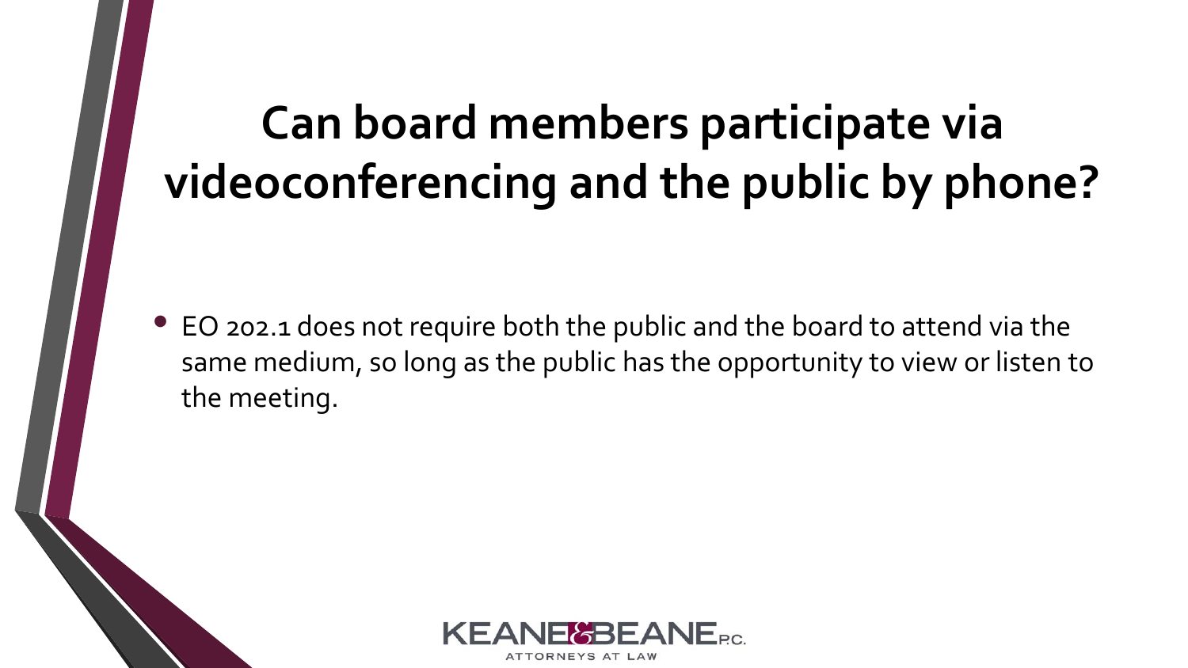# Can board members participate via videoconferencing and the public by phone?

- EO 202.1 does not require both the public and the board to attend via the same medium, so long as the public has the opportunity to view or listen to the meeting.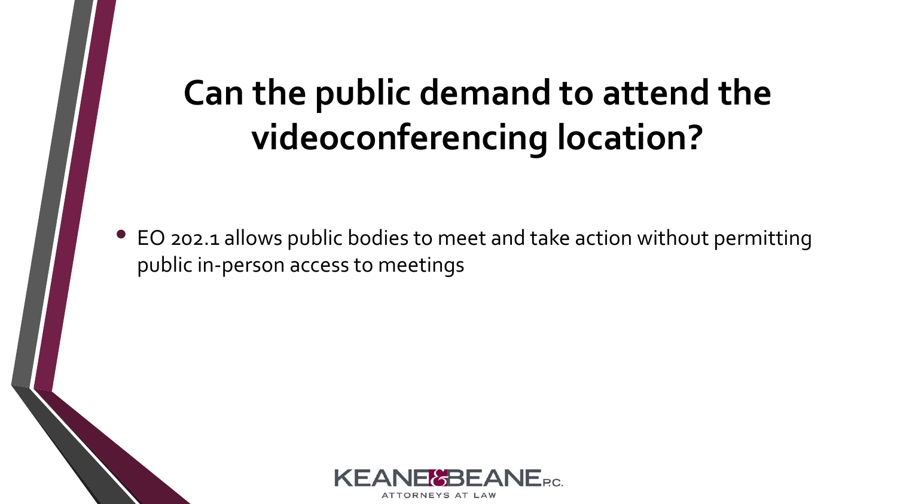# Can the public demand to attend the videoconferencing location?

- EO 202.1 allows public bodies to meet and take action without permitting public in-person access to meetings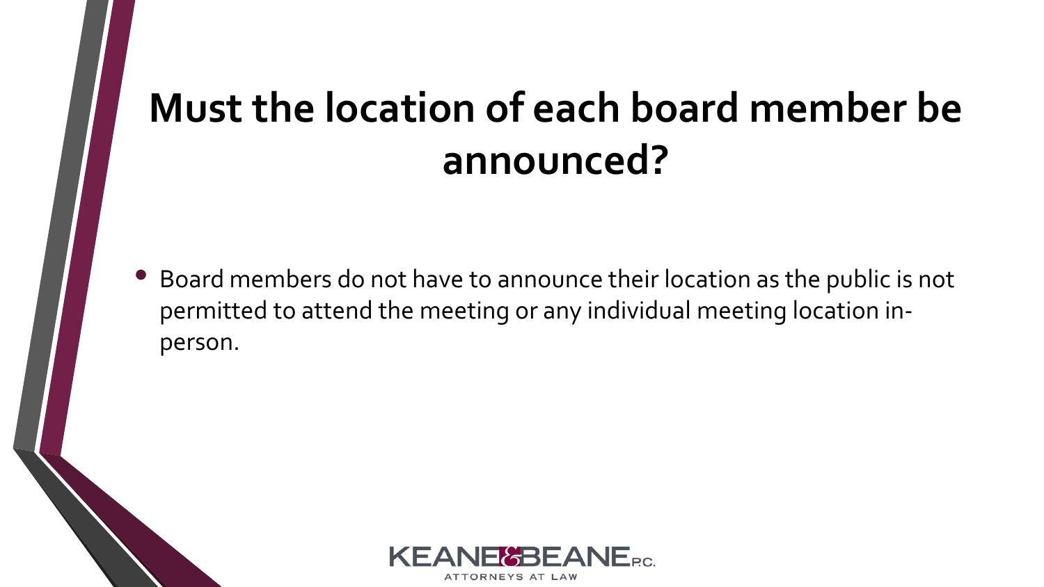# Must the location of each board member be announced?

- Board members do not have to announce their location as the public is not permitted to attend the meeting or any individual meeting location in-person.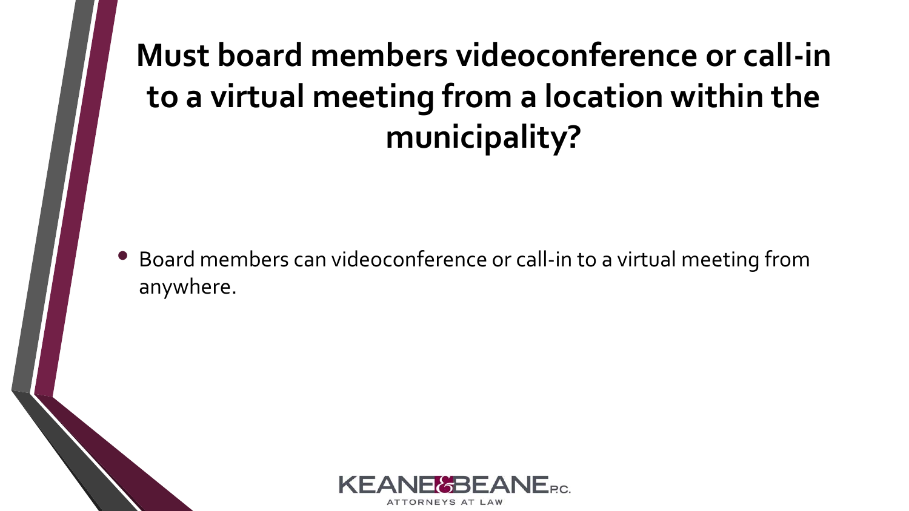# Must board members videoconference or call-in to a virtual meeting from a location within the municipality?

- Board members can videoconference or call-in to a virtual meeting from anywhere.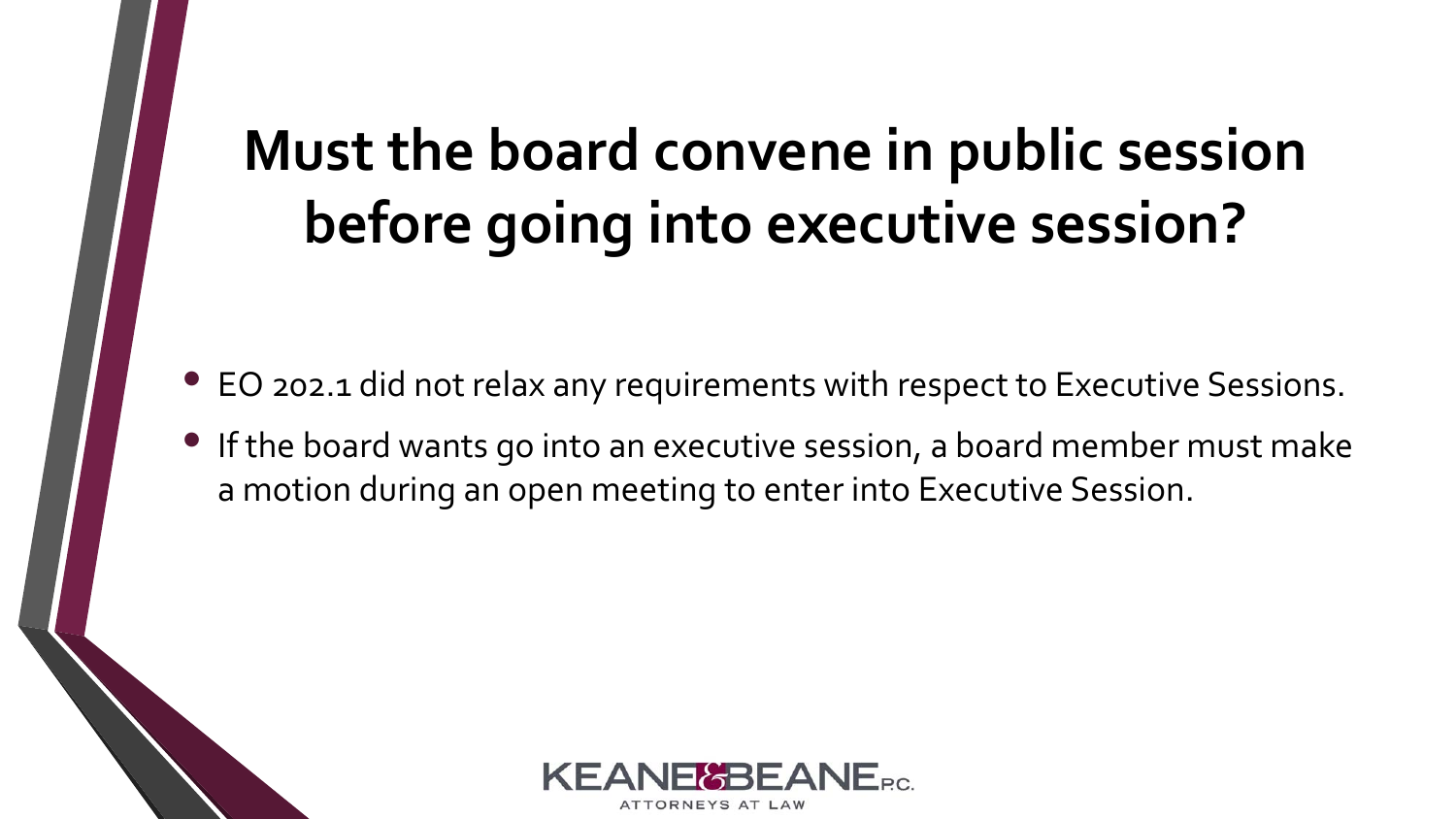# Must the board convene in public session before going into executive session?

- EO 202.1 did not relax any requirements with respect to Executive Sessions.
- If the board wants go into an executive session, a board member must make a motion during an open meeting to enter into Executive Session.

KEANE & BEANE P.C.
ATTORNEYS AT LAW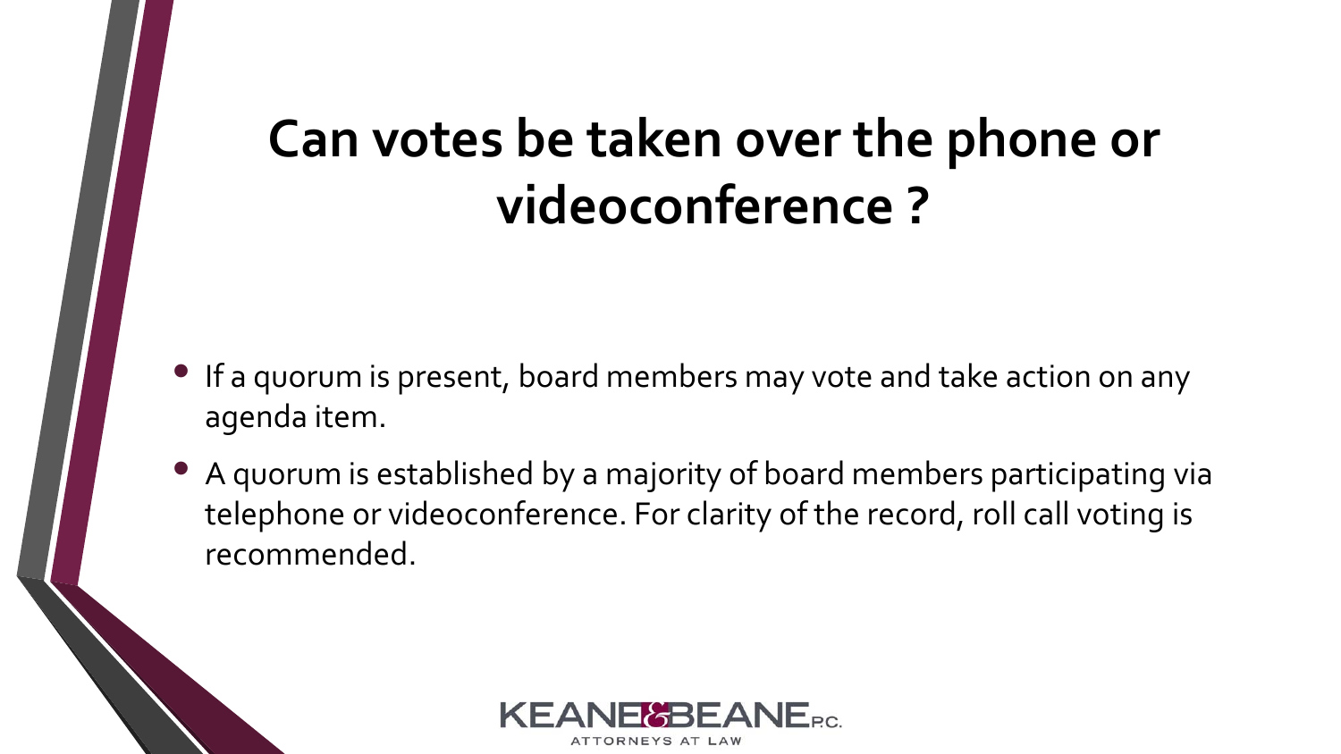# Can votes be taken over the phone or videoconference ?

- If a quorum is present, board members may vote and take action on any agenda item.
- A quorum is established by a majority of board members participating via telephone or videoconference. For clarity of the record, roll call voting is recommended.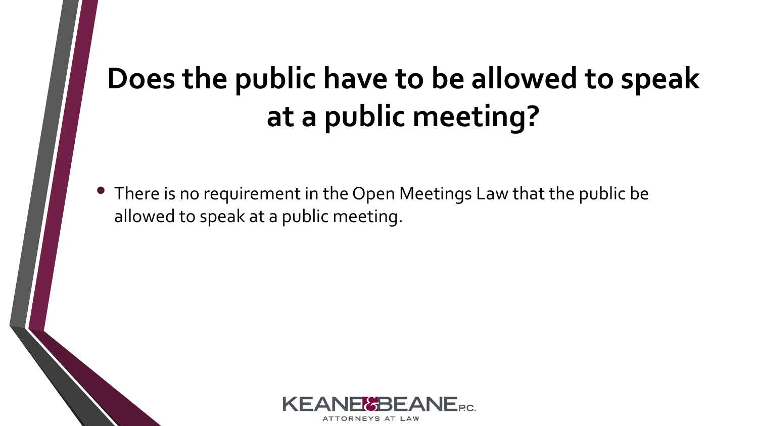# Does the public have to be allowed to speak at a public meeting?

- There is no requirement in the Open Meetings Law that the public be allowed to speak at a public meeting.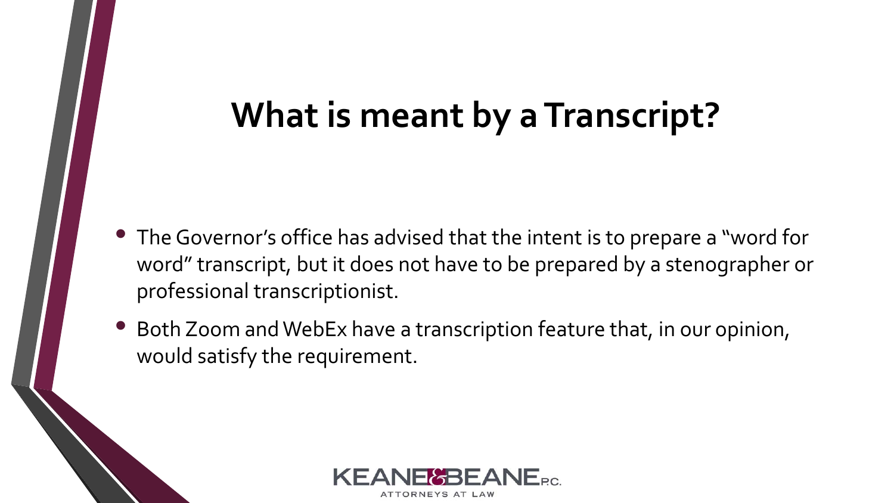# What is meant by a Transcript?

- The Governor's office has advised that the intent is to prepare a "word for word" transcript, but it does not have to be prepared by a stenographer or professional transcriptionist.
- Both Zoom and WebEx have a transcription feature that, in our opinion, would satisfy the requirement.

KEANE & BEANE P.C.
ATTORNEYS AT LAW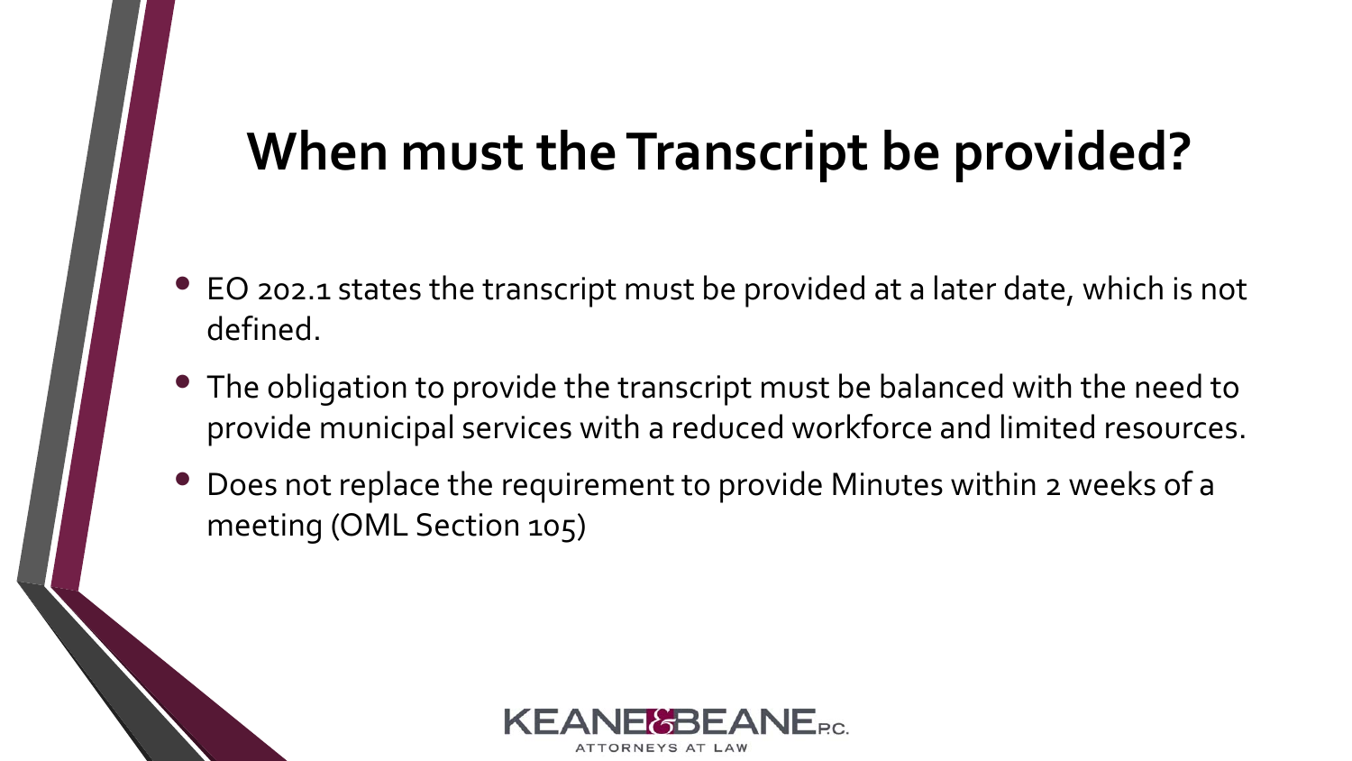# When must the Transcript be provided?

- EO 202.1 states the transcript must be provided at a later date, which is not defined.
- The obligation to provide the transcript must be balanced with the need to provide municipal services with a reduced workforce and limited resources.
- Does not replace the requirement to provide Minutes within 2 weeks of a meeting (OML Section 105)

KEANE & BEANE P.C.
ATTORNEYS AT LAW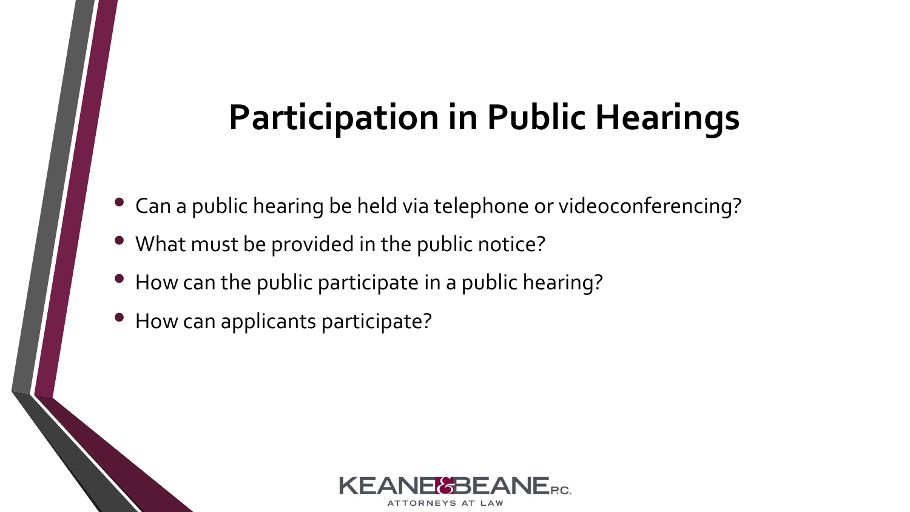# Participation in Public Hearings

- Can a public hearing be held via telephone or videoconferencing?
- What must be provided in the public notice?
- How can the public participate in a public hearing?
- How can applicants participate?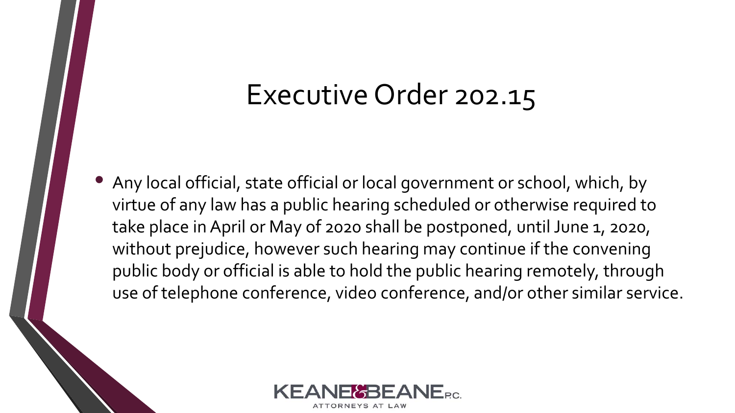# Executive Order 202.15

- Any local official, state official or local government or school, which, by virtue of any law has a public hearing scheduled or otherwise required to take place in April or May of 2020 shall be postponed, until June 1, 2020, without prejudice, however such hearing may continue if the convening public body or official is able to hold the public hearing remotely, through use of telephone conference, video conference, and/or other similar service.

KEANE & BEANE P.C.
ATTORNEYS AT LAW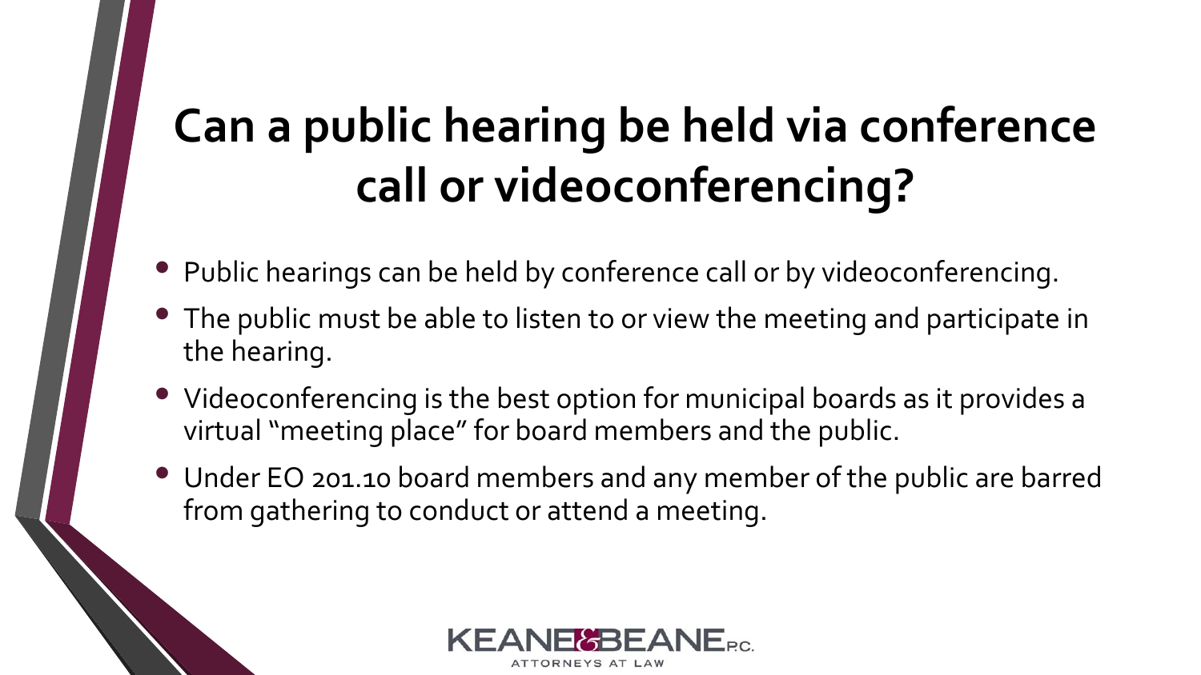# Can a public hearing be held via conference call or videoconferencing?

- Public hearings can be held by conference call or by videoconferencing.
- The public must be able to listen to or view the meeting and participate in the hearing.
- Videoconferencing is the best option for municipal boards as it provides a virtual "meeting place" for board members and the public.
- Under EO 201.10 board members and any member of the public are barred from gathering to conduct or attend a meeting.

KEANE & BEANE P.C.
ATTORNEYS AT LAW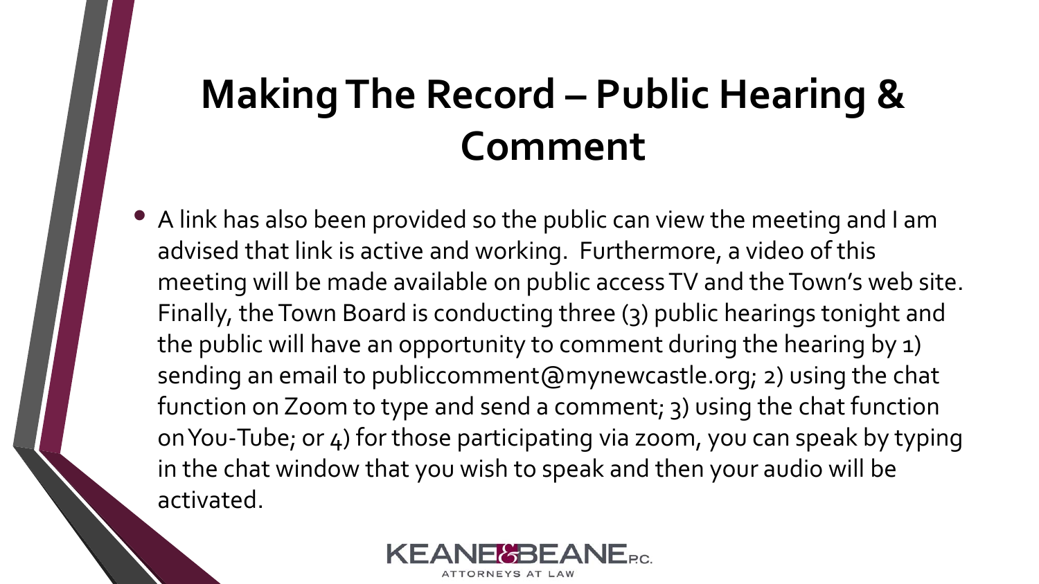# Making The Record – Public Hearing & Comment

- A link has also been provided so the public can view the meeting and I am advised that link is active and working. Furthermore, a video of this meeting will be made available on public access TV and the Town's web site. Finally, the Town Board is conducting three (3) public hearings tonight and the public will have an opportunity to comment during the hearing by 1) sending an email to publiccomment@mynewcastle.org; 2) using the chat function on Zoom to type and send a comment; 3) using the chat function on You-Tube; or 4) for those participating via zoom, you can speak by typing in the chat window that you wish to speak and then your audio will be activated.

KEANE & BEANE P.C.
ATTORNEYS AT LAW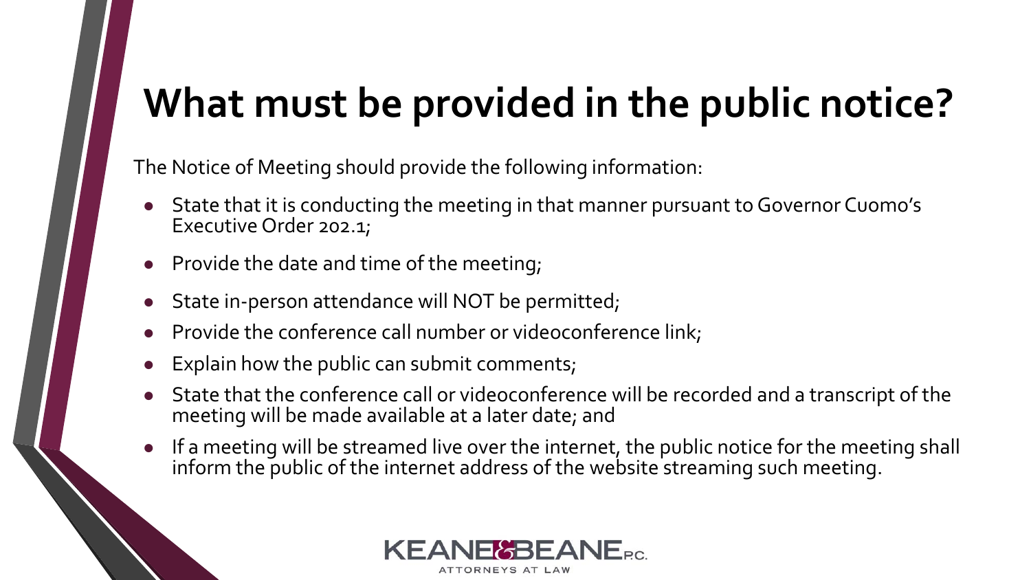# What must be provided in the public notice?

The Notice of Meeting should provide the following information:

- State that it is conducting the meeting in that manner pursuant to Governor Cuomo's Executive Order 202.1;
- Provide the date and time of the meeting;
- State in-person attendance will NOT be permitted;
- Provide the conference call number or videoconference link;
- Explain how the public can submit comments;
- State that the conference call or videoconference will be recorded and a transcript of the meeting will be made available at a later date; and
- If a meeting will be streamed live over the internet, the public notice for the meeting shall inform the public of the internet address of the website streaming such meeting.

KEANE & BEANE P.C.
ATTORNEYS AT LAW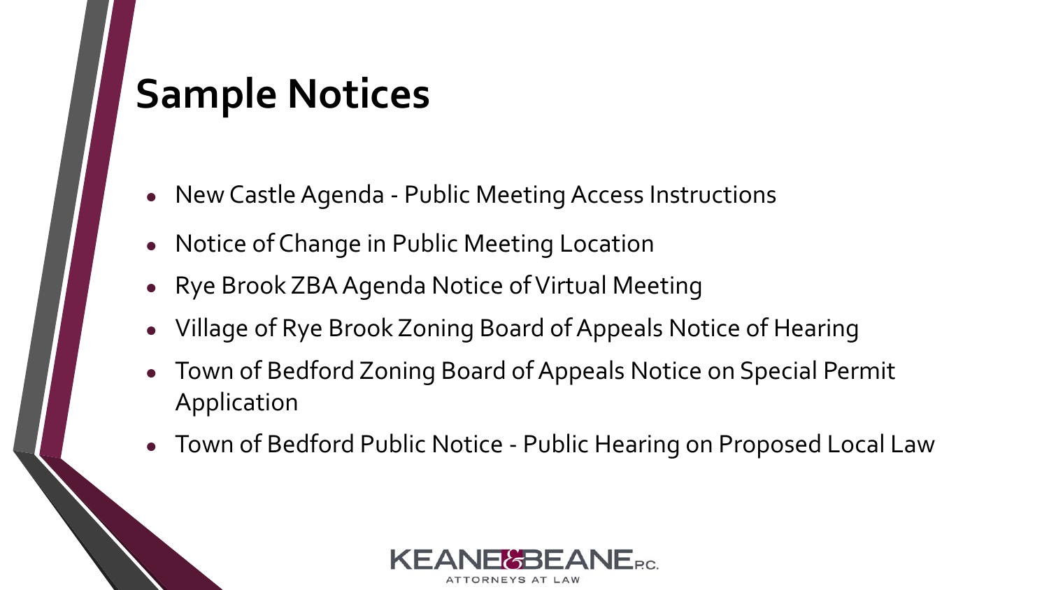# Sample Notices

- New Castle Agenda - Public Meeting Access Instructions
- Notice of Change in Public Meeting Location
- Rye Brook ZBA Agenda Notice of Virtual Meeting
- Village of Rye Brook Zoning Board of Appeals Notice of Hearing
- Town of Bedford Zoning Board of Appeals Notice on Special Permit Application
- Town of Bedford Public Notice - Public Hearing on Proposed Local Law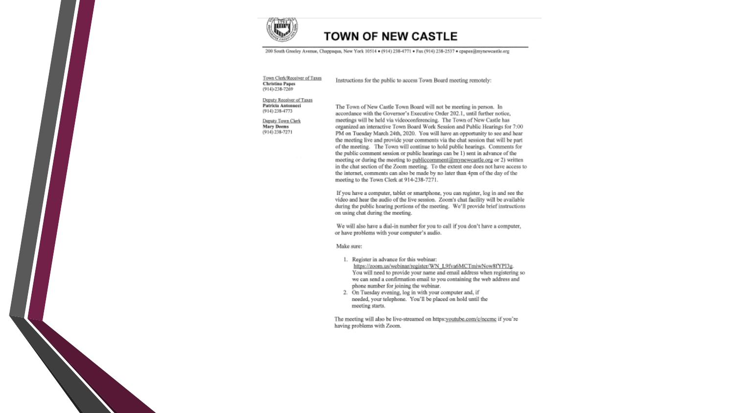# TOWN OF NEW CASTLE

200 South Greeley Avenue, Chappaqua, New York 10514 • (914) 238-4771 • Fax (914) 238-2537 • cpapes@mynewcastle.org

Town Clerk/Receiver of Taxes
**Christina Papes**
(914)-238-7269

Deputy Receiver of Taxes
**Patricia Antonucci**
(914) 238-4773

Deputy Town Clerk
**Mary Deems**
(914) 238-7271

Instructions for the public to access Town Board meeting remotely:

The Town of New Castle Town Board will not be meeting in person. In accordance with the Governor's Executive Order 202.1, until further notice, meetings will be held via videoconferencing. The Town of New Castle has organized an interactive Town Board Work Session and Public Hearings for 7:00 PM on Tuesday March 24th, 2020. You will have an opportunity to see and hear the meeting live and provide your comments via the chat session that will be part of the meeting. The Town will continue to hold public hearings. Comments for the public comment session or public hearings can be 1) sent in advance of the meeting or during the meeting to publiccomment@mynewcastle.org or 2) written in the chat section of the Zoom meeting. To the extent one does not have access to the internet, comments can also be made by no later than 4pm of the day of the meeting to the Town Clerk at 914-238-7271.

If you have a computer, tablet or smartphone, you can register, log in and see the video and hear the audio of the live session. Zoom's chat facility will be available during the public hearing portions of the meeting. We'll provide brief instructions on using chat during the meeting.

We will also have a dial-in number for you to call if you don't have a computer, or have problems with your computer's audio.

Make sure:

1. Register in advance for this webinar: https://zoom.us/webinar/register/WN_L9fva6MCTmiwNow8fYPI3g. You will need to provide your name and email address when registering so we can send a confirmation email to you containing the web address and phone number for joining the webinar.
2. On Tuesday evening, log in with your computer and, if needed, your telephone. You'll be placed on hold until the meeting starts.

The meeting will also be live-streamed on https:youtube.com/c/nccmc if you're having problems with Zoom.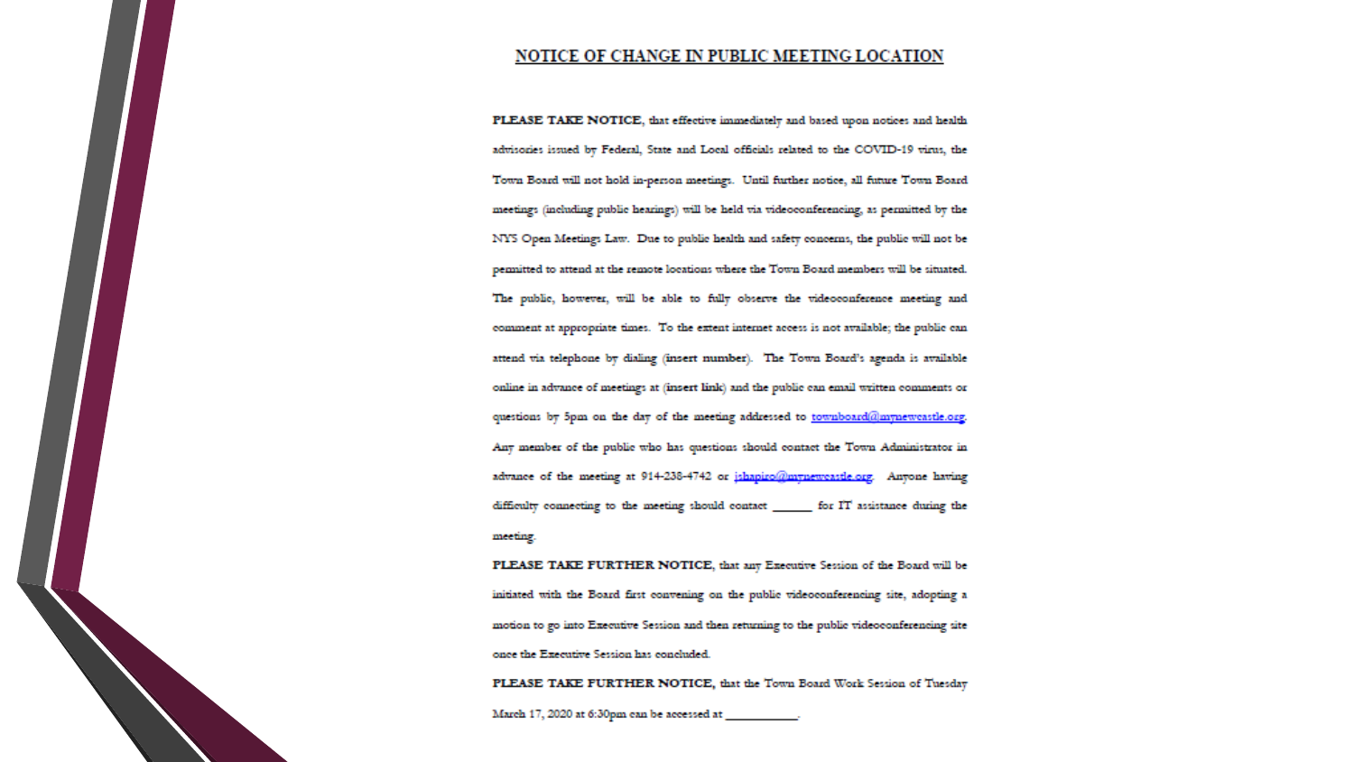## NOTICE OF CHANGE IN PUBLIC MEETING LOCATION

**PLEASE TAKE NOTICE**, that effective immediately and based upon notices and health advisories issued by Federal, State and Local officials related to the COVID-19 virus, the Town Board will not hold in-person meetings. Until further notice, all future Town Board meetings (including public hearings) will be held via videoconferencing, as permitted by the NYS Open Meetings Law. Due to public health and safety concerns, the public will not be permitted to attend at the remote locations where the Town Board members will be situated. The public, however, will be able to fully observe the videoconference meeting and comment at appropriate times. To the extent internet access is not available; the public can attend via telephone by dialing (**insert number**). The Town Board's agenda is available online in advance of meetings at (**insert link**) and the public can email written comments or questions by 5pm on the day of the meeting addressed to townboard@mynewcastle.org. Any member of the public who has questions should contact the Town Administrator in advance of the meeting at 914-238-4742 or jshapiro@mynewcastle.org. Anyone having difficulty connecting to the meeting should contact ______ for IT assistance during the meeting.

**PLEASE TAKE FURTHER NOTICE**, that any Executive Session of the Board will be initiated with the Board first convening on the public videoconferencing site, adopting a motion to go into Executive Session and then returning to the public videoconferencing site once the Executive Session has concluded.

**PLEASE TAKE FURTHER NOTICE,** that the Town Board Work Session of Tuesday March 17, 2020 at 6:30pm can be accessed at __________.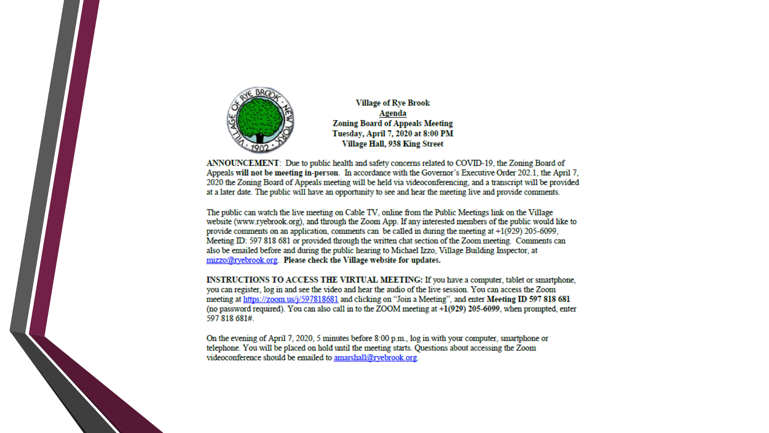**Village of Rye Brook**
**Agenda**
**Zoning Board of Appeals Meeting**
**Tuesday, April 7, 2020 at 8:00 PM**
**Village Hall, 938 King Street**

**ANNOUNCEMENT**: Due to public health and safety concerns related to COVID-19, the Zoning Board of Appeals **will not be meeting in-person**. In accordance with the Governor's Executive Order 202.1, the April 7, 2020 the Zoning Board of Appeals meeting will be held via videoconferencing, and a transcript will be provided at a later date. The public will have an opportunity to see and hear the meeting live and provide comments.

The public can watch the live meeting on Cable TV, online from the Public Meetings link on the Village website (www.ryebrook.org), and through the Zoom App. If any interested members of the public would like to provide comments on an application, comments can be called in during the meeting at +1(929) 205-6099, Meeting ID: 597 818 681 or provided through the written chat section of the Zoom meeting. Comments can also be emailed before and during the public hearing to Michael Izzo, Village Building Inspector, at mizzo@ryebrook.org. **Please check the Village website for updates.**

**INSTRUCTIONS TO ACCESS THE VIRTUAL MEETING:** If you have a computer, tablet or smartphone, you can register, log in and see the video and hear the audio of the live session. You can access the Zoom meeting at https://zoom.us/j/597818681 and clicking on "Join a Meeting", and enter **Meeting ID 597 818 681** (no password required). You can also call in to the ZOOM meeting at **+1(929) 205-6099**, when prompted, enter 597 818 681#.

On the evening of April 7, 2020, 5 minutes before 8:00 p.m., log in with your computer, smartphone or telephone. You will be placed on hold until the meeting starts. Questions about accessing the Zoom videoconference should be emailed to amarshall@ryebrook.org.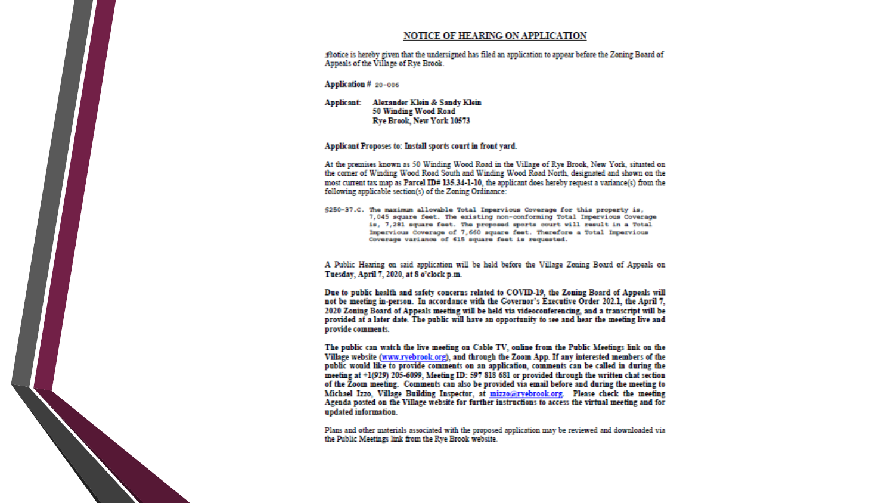# NOTICE OF HEARING ON APPLICATION

Notice is hereby given that the undersigned has filed an application to appear before the Zoning Board of Appeals of the Village of Rye Brook.

**Application #** 20-006

**Applicant:** **Alexander Klein & Sandy Klein**
**50 Winding Wood Road**
**Rye Brook, New York 10573**

**Applicant Proposes to: Install sports court in front yard.**

At the premises known as 50 Winding Wood Road in the Village of Rye Brook, New York, situated on the corner of Winding Wood Road South and Winding Wood Road North, designated and shown on the most current tax map as **Parcel ID# 135.34-1-10**, the applicant does hereby request a variance(s) from the following applicable section(s) of the Zoning Ordinance:

§250-37.C. The maximum allowable Total Impervious Coverage for this property is, 7,045 square feet. The existing non-conforming Total Impervious Coverage is, 7,281 square feet. The proposed sports court will result in a Total Impervious Coverage of 7,660 square feet. Therefore a Total Impervious Coverage variance of 615 square feet is requested.

A Public Hearing on said application will be held before the Village Zoning Board of Appeals on **Tuesday, April 7, 2020, at 8 o'clock p.m.**

**Due to public health and safety concerns related to COVID-19, the Zoning Board of Appeals will not be meeting in-person. In accordance with the Governor's Executive Order 202.1, the April 7, 2020 Zoning Board of Appeals meeting will be held via videoconferencing, and a transcript will be provided at a later date. The public will have an opportunity to see and hear the meeting live and provide comments.**

**The public can watch the live meeting on Cable TV, online from the Public Meetings link on the Village website (www.ryebrook.org), and through the Zoom App. If any interested members of the public would like to provide comments on an application, comments can be called in during the meeting at +1(929) 205-6099, Meeting ID: 597 818 681 or provided through the written chat section of the Zoom meeting. Comments can also be provided via email before and during the meeting to Michael Izzo, Village Building Inspector, at mizzo@ryebrook.org. Please check the meeting Agenda posted on the Village website for further instructions to access the virtual meeting and for updated information.**

Plans and other materials associated with the proposed application may be reviewed and downloaded via the Public Meetings link from the Rye Brook website.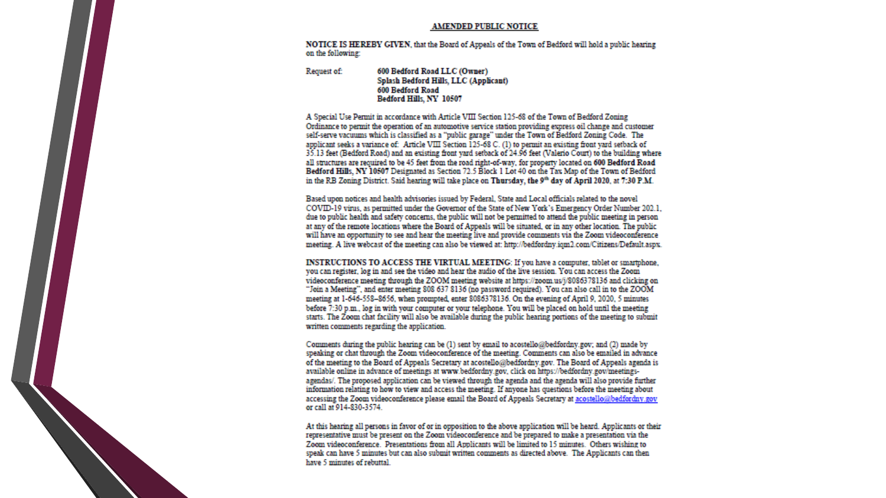## AMENDED PUBLIC NOTICE

**NOTICE IS HEREBY GIVEN**, that the Board of Appeals of the Town of Bedford will hold a public hearing on the following:

Request of: **600 Bedford Road LLC (Owner)**
**Splash Bedford Hills, LLC (Applicant)**
**600 Bedford Road**
**Bedford Hills, NY 10507**

A Special Use Permit in accordance with Article VIII Section 125-68 of the Town of Bedford Zoning Ordinance to permit the operation of an automotive service station providing express oil change and customer self-serve vacuums which is classified as a "public garage" under the Town of Bedford Zoning Code. The applicant seeks a variance of: Article VIII Section 125-68 C. (1) to permit an existing front yard setback of 35.13 feet (Bedford Road) and an existing front yard setback of 24.96 feet (Valerio Court) to the building where all structures are required to be 45 feet from the road right-of-way, for property located on **600 Bedford Road Bedford Hills, NY 10507** Designated as Section 72.5 Block 1 Lot 40 on the Tax Map of the Town of Bedford in the RB Zoning District. Said hearing will take place on **Thursday, the 9th day of April 2020, at 7:30 P.M.**

Based upon notices and health advisories issued by Federal, State and Local officials related to the novel COVID-19 virus, as permitted under the Governor of the State of New York's Emergency Order Number 202.1, due to public health and safety concerns, the public will not be permitted to attend the public meeting in person at any of the remote locations where the Board of Appeals will be situated, or in any other location. The public will have an opportunity to see and hear the meeting live and provide comments via the Zoom videoconference meeting. A live webcast of the meeting can also be viewed at: http://bedfordny.iqm2.com/Citizens/Default.aspx.

**INSTRUCTIONS TO ACCESS THE VIRTUAL MEETING**: If you have a computer, tablet or smartphone, you can register, log in and see the video and hear the audio of the live session. You can access the Zoom videoconference meeting through the ZOOM meeting website at https://zoom.us/j/8086378136 and clicking on "Join a Meeting", and enter meeting 808 637 8136 (no password required). You can also call in to the ZOOM meeting at 1-646-558-8656, when prompted, enter 8086378136. On the evening of April 9, 2020, 5 minutes before 7:30 p.m., log in with your computer or your telephone. You will be placed on hold until the meeting starts. The Zoom chat facility will also be available during the public hearing portions of the meeting to submit written comments regarding the application.

Comments during the public hearing can be (1) sent by email to acostello@bedfordny.gov; and (2) made by speaking or chat through the Zoom videoconference of the meeting. Comments can also be emailed in advance of the meeting to the Board of Appeals Secretary at acostello@bedfordny.gov. The Board of Appeals agenda is available online in advance of meetings at www.bedfordny.gov, click on https://bedfordny.gov/meetings-agendas/. The proposed application can be viewed through the agenda and the agenda will also provide further information relating to how to view and access the meeting. If anyone has questions before the meeting about accessing the Zoom videoconference please email the Board of Appeals Secretary at acostello@bedfordny.gov or call at 914-830-3574.

At this hearing all persons in favor of or in opposition to the above application will be heard. Applicants or their representative must be present on the Zoom videoconference and be prepared to make a presentation via the Zoom videoconference. Presentations from all Applicants will be limited to 15 minutes. Others wishing to speak can have 5 minutes but can also submit written comments as directed above. The Applicants can then have 5 minutes of rebuttal.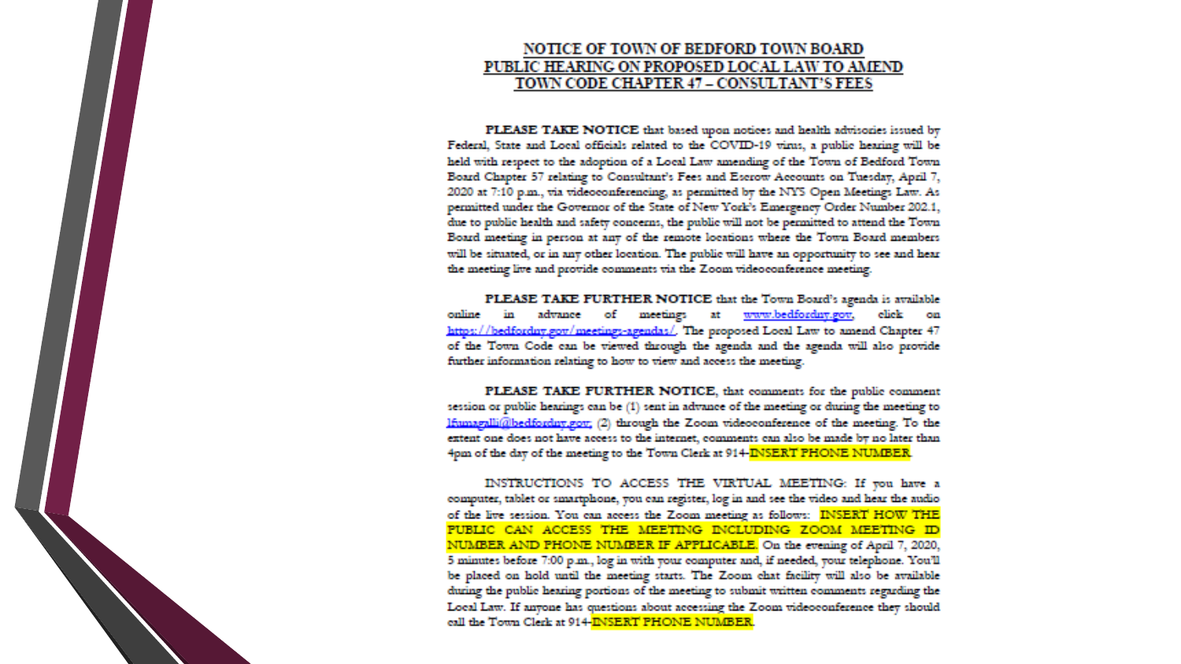# NOTICE OF TOWN OF BEDFORD TOWN BOARD PUBLIC HEARING ON PROPOSED LOCAL LAW TO AMEND TOWN CODE CHAPTER 47 – CONSULTANT'S FEES

**PLEASE TAKE NOTICE** that based upon notices and health advisories issued by Federal, State and Local officials related to the COVID-19 virus, a public hearing will be held with respect to the adoption of a Local Law amending of the Town of Bedford Town Board Chapter 57 relating to Consultant's Fees and Escrow Accounts on Tuesday, April 7, 2020 at 7:10 p.m., via videoconferencing, as permitted by the NYS Open Meetings Law. As permitted under the Governor of the State of New York's Emergency Order Number 202.1, due to public health and safety concerns, the public will not be permitted to attend the Town Board meeting in person at any of the remote locations where the Town Board members will be situated, or in any other location. The public will have an opportunity to see and hear the meeting live and provide comments via the Zoom videoconference meeting.

**PLEASE TAKE FURTHER NOTICE** that the Town Board's agenda is available online in advance of meetings at www.bedfordny.gov, click on https://bedfordny.gov/meetings-agendas/. The proposed Local Law to amend Chapter 47 of the Town Code can be viewed through the agenda and the agenda will also provide further information relating to how to view and access the meeting.

**PLEASE TAKE FURTHER NOTICE**, that comments for the public comment session or public hearings can be (1) sent in advance of the meeting or during the meeting to lfumagalli@bedfordny.gov, (2) through the Zoom videoconference of the meeting. To the extent one does not have access to the internet, comments can also be made by no later than 4pm of the day of the meeting to the Town Clerk at 914-INSERT PHONE NUMBER.

INSTRUCTIONS TO ACCESS THE VIRTUAL MEETING: If you have a computer, tablet or smartphone, you can register, log in and see the video and hear the audio of the live session. You can access the Zoom meeting as follows: INSERT HOW THE PUBLIC CAN ACCESS THE MEETING INCLUDING ZOOM MEETING ID NUMBER AND PHONE NUMBER IF APPLICABLE. On the evening of April 7, 2020, 5 minutes before 7:00 p.m., log in with your computer and, if needed, your telephone. You'll be placed on hold until the meeting starts. The Zoom chat facility will also be available during the public hearing portions of the meeting to submit written comments regarding the Local Law. If anyone has questions about accessing the Zoom videoconference they should call the Town Clerk at 914-INSERT PHONE NUMBER.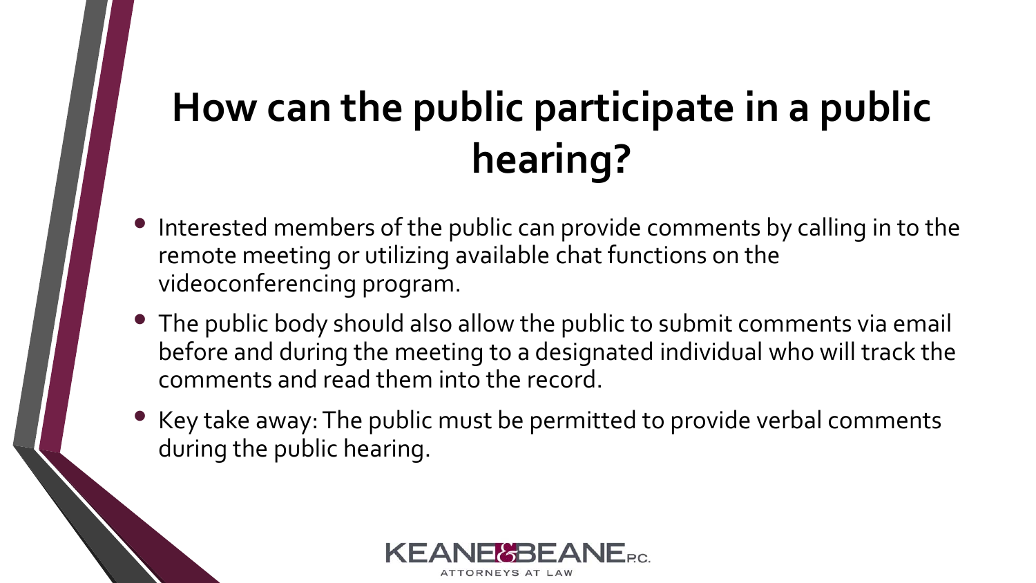# How can the public participate in a public hearing?

- Interested members of the public can provide comments by calling in to the remote meeting or utilizing available chat functions on the videoconferencing program.
- The public body should also allow the public to submit comments via email before and during the meeting to a designated individual who will track the comments and read them into the record.
- Key take away: The public must be permitted to provide verbal comments during the public hearing.

KEANE & BEANE P.C.
ATTORNEYS AT LAW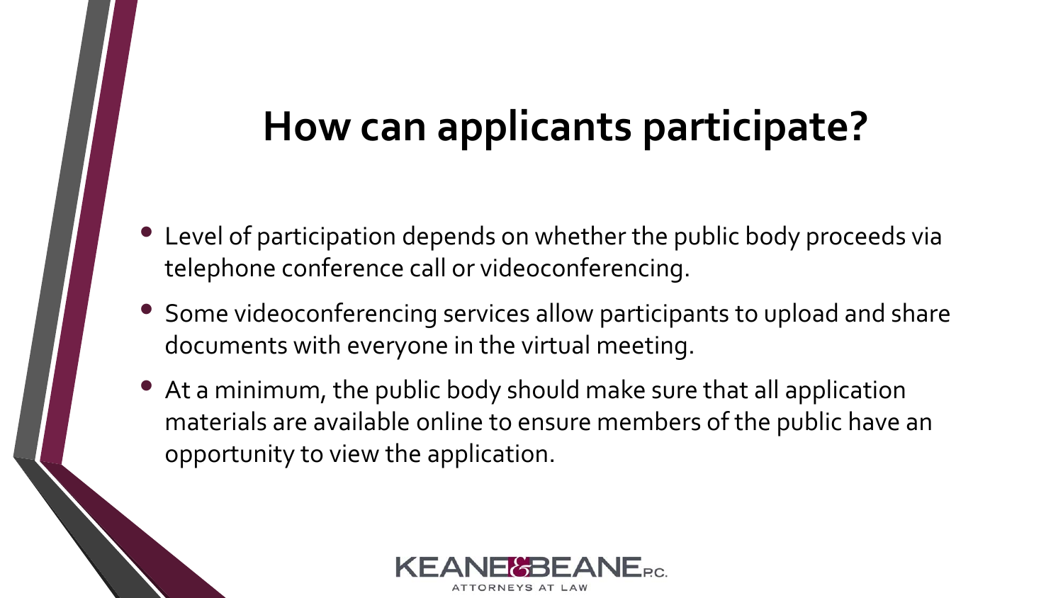# How can applicants participate?

- Level of participation depends on whether the public body proceeds via telephone conference call or videoconferencing.
- Some videoconferencing services allow participants to upload and share documents with everyone in the virtual meeting.
- At a minimum, the public body should make sure that all application materials are available online to ensure members of the public have an opportunity to view the application.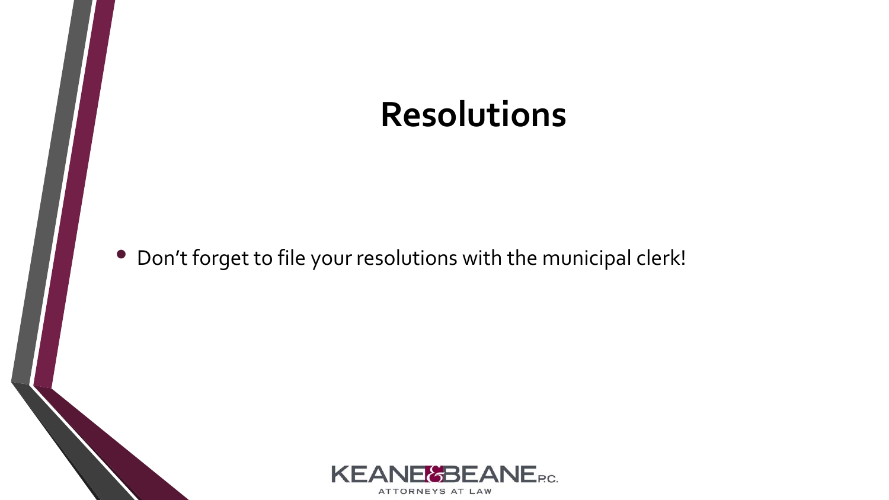# Resolutions

- Don't forget to file your resolutions with the municipal clerk!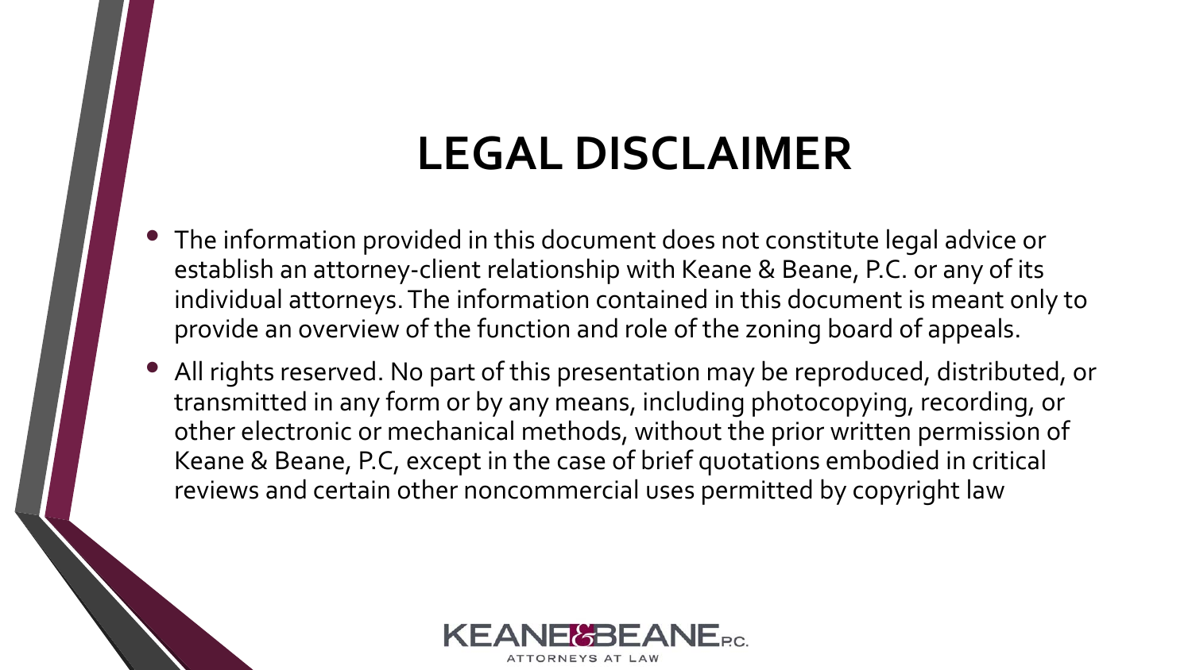# LEGAL DISCLAIMER

- The information provided in this document does not constitute legal advice or establish an attorney-client relationship with Keane & Beane, P.C. or any of its individual attorneys. The information contained in this document is meant only to provide an overview of the function and role of the zoning board of appeals.
- All rights reserved. No part of this presentation may be reproduced, distributed, or transmitted in any form or by any means, including photocopying, recording, or other electronic or mechanical methods, without the prior written permission of Keane & Beane, P.C, except in the case of brief quotations embodied in critical reviews and certain other noncommercial uses permitted by copyright law

KEANE & BEANE P.C.
ATTORNEYS AT LAW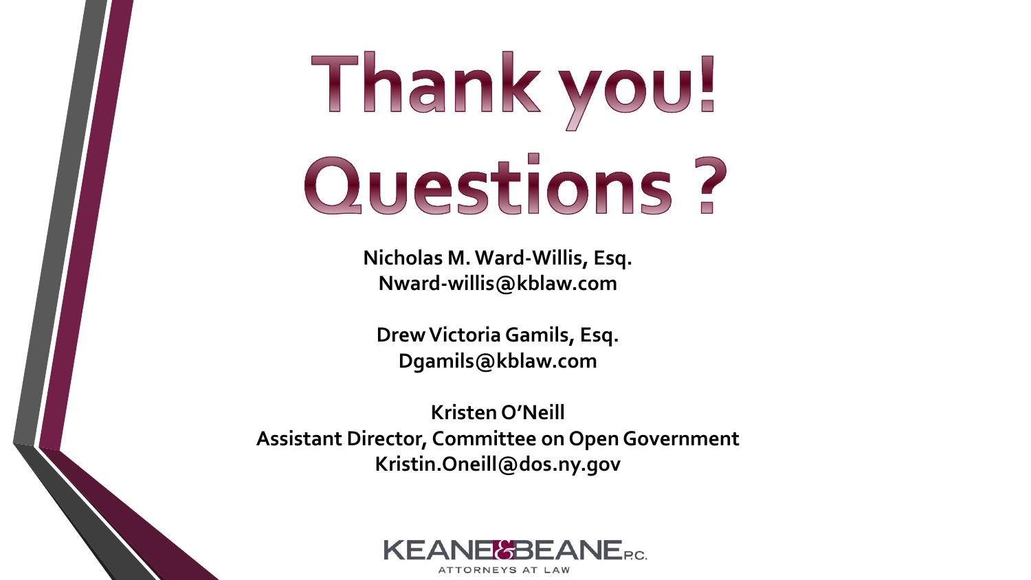# Thank you!

# Questions ?

**Nicholas M. Ward-Willis, Esq.**
**Nward-willis@kblaw.com**

**Drew Victoria Gamils, Esq.**
**Dgamils@kblaw.com**

**Kristen O'Neill**
**Assistant Director, Committee on Open Government**
**Kristin.Oneill@dos.ny.gov**

KEANE & BEANE P.C.
ATTORNEYS AT LAW